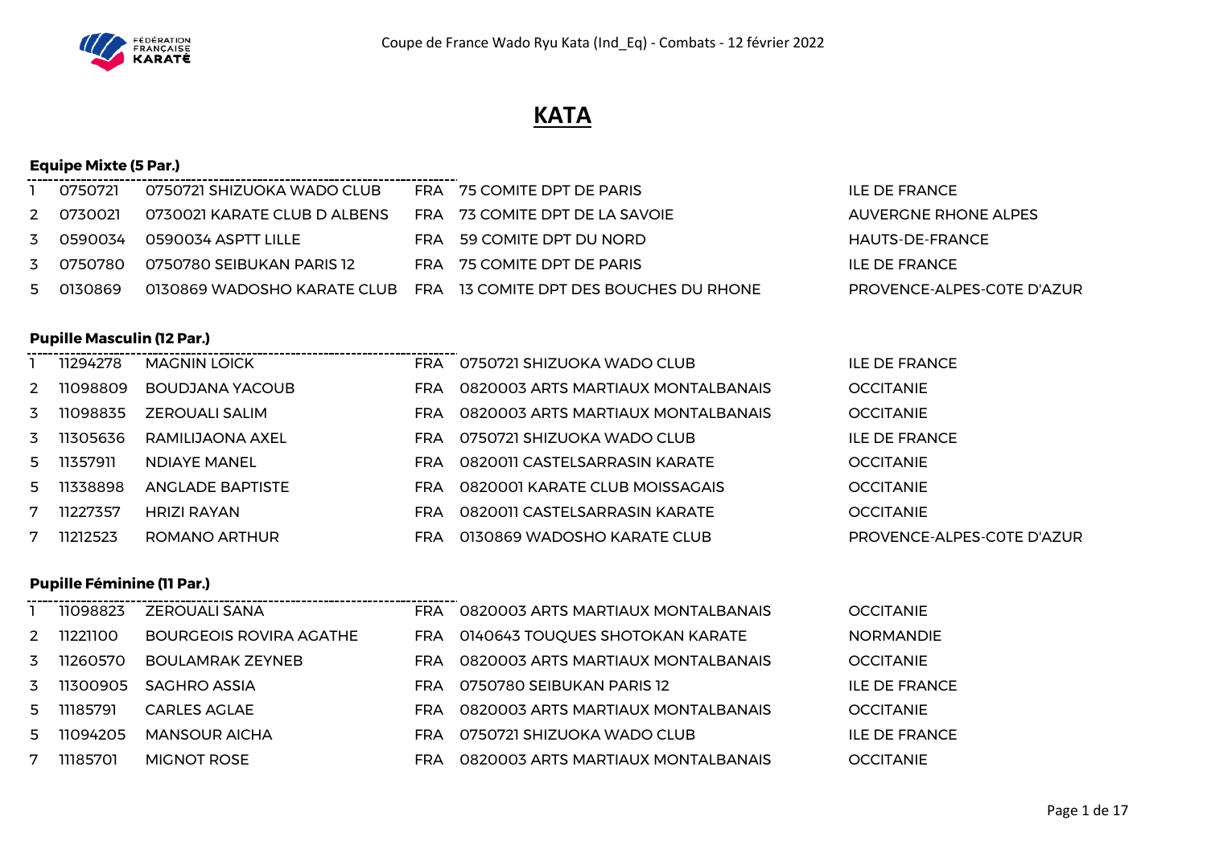Coupe de France Wado Ryu Kata (Ind_Eq) - Combats - 12 février 2022

# KATA

### Equipe Mixte (5 Par.)

| | | | | | |
|---|---|---|---|---|---|
| 1 | 0750721 | 0750721 SHIZUOKA WADO CLUB | FRA | 75 COMITE DPT DE PARIS | ILE DE FRANCE |
| 2 | 0730021 | 0730021 KARATE CLUB D ALBENS | FRA | 73 COMITE DPT DE LA SAVOIE | AUVERGNE RHONE ALPES |
| 3 | 0590034 | 0590034 ASPTT LILLE | FRA | 59 COMITE DPT DU NORD | HAUTS-DE-FRANCE |
| 3 | 0750780 | 0750780 SEIBUKAN PARIS 12 | FRA | 75 COMITE DPT DE PARIS | ILE DE FRANCE |
| 5 | 0130869 | 0130869 WADOSHO KARATE CLUB | FRA | 13 COMITE DPT DES BOUCHES DU RHONE | PROVENCE-ALPES-COTE D'AZUR |

### Pupille Masculin (12 Par.)

| | | | | | |
|---|---|---|---|---|---|
| 1 | 11294278 | MAGNIN LOICK | FRA | 0750721 SHIZUOKA WADO CLUB | ILE DE FRANCE |
| 2 | 11098809 | BOUDJANA YACOUB | FRA | 0820003 ARTS MARTIAUX MONTALBANAIS | OCCITANIE |
| 3 | 11098835 | ZEROUALI SALIM | FRA | 0820003 ARTS MARTIAUX MONTALBANAIS | OCCITANIE |
| 3 | 11305636 | RAMILIJAONA AXEL | FRA | 0750721 SHIZUOKA WADO CLUB | ILE DE FRANCE |
| 5 | 11357911 | NDIAYE MANEL | FRA | 0820011 CASTELSARRASIN KARATE | OCCITANIE |
| 5 | 11338898 | ANGLADE BAPTISTE | FRA | 0820001 KARATE CLUB MOISSAGAIS | OCCITANIE |
| 7 | 11227357 | HRIZI RAYAN | FRA | 0820011 CASTELSARRASIN KARATE | OCCITANIE |
| 7 | 11212523 | ROMANO ARTHUR | FRA | 0130869 WADOSHO KARATE CLUB | PROVENCE-ALPES-COTE D'AZUR |

### Pupille Féminine (11 Par.)

| | | | | | |
|---|---|---|---|---|---|
| 1 | 11098823 | ZEROUALI SANA | FRA | 0820003 ARTS MARTIAUX MONTALBANAIS | OCCITANIE |
| 2 | 11221100 | BOURGEOIS ROVIRA AGATHE | FRA | 0140643 TOUQUES SHOTOKAN KARATE | NORMANDIE |
| 3 | 11260570 | BOULAMRAK ZEYNEB | FRA | 0820003 ARTS MARTIAUX MONTALBANAIS | OCCITANIE |
| 3 | 11300905 | SAGHRO ASSIA | FRA | 0750780 SEIBUKAN PARIS 12 | ILE DE FRANCE |
| 5 | 11185791 | CARLES AGLAE | FRA | 0820003 ARTS MARTIAUX MONTALBANAIS | OCCITANIE |
| 5 | 11094205 | MANSOUR AICHA | FRA | 0750721 SHIZUOKA WADO CLUB | ILE DE FRANCE |
| 7 | 11185701 | MIGNOT ROSE | FRA | 0820003 ARTS MARTIAUX MONTALBANAIS | OCCITANIE |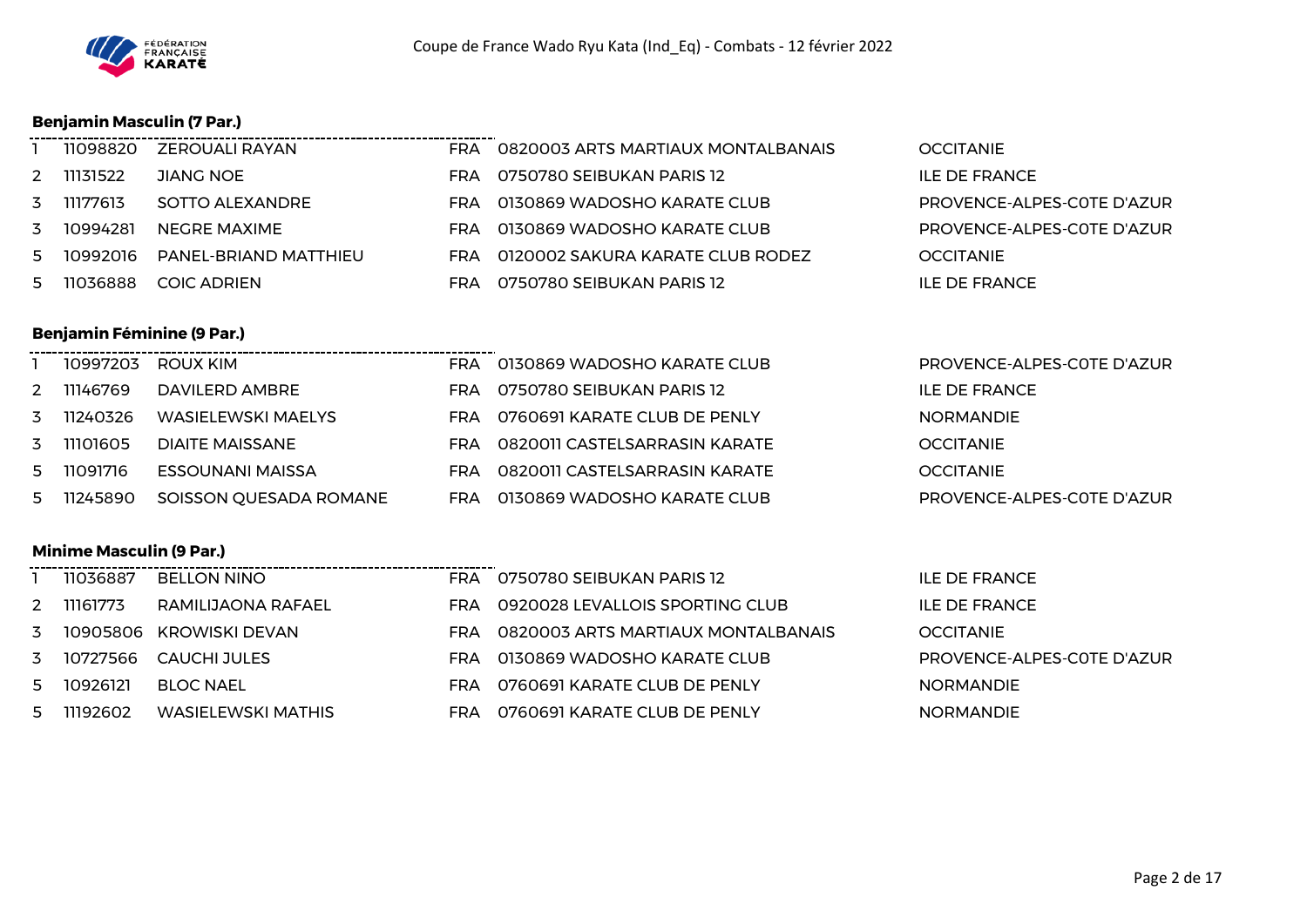Coupe de France Wado Ryu Kata (Ind_Eq) - Combats - 12 février 2022

### Benjamin Masculin (7 Par.)

| | | | | | |
|---|---|---|---|---|---|
| 1 | 11098820 | ZEROUALI RAYAN | FRA | 0820003 ARTS MARTIAUX MONTALBANAIS | OCCITANIE |
| 2 | 11131522 | JIANG NOE | FRA | 0750780 SEIBUKAN PARIS 12 | ILE DE FRANCE |
| 3 | 11177613 | SOTTO ALEXANDRE | FRA | 0130869 WADOSHO KARATE CLUB | PROVENCE-ALPES-COTE D'AZUR |
| 3 | 10994281 | NEGRE MAXIME | FRA | 0130869 WADOSHO KARATE CLUB | PROVENCE-ALPES-COTE D'AZUR |
| 5 | 10992016 | PANEL-BRIAND MATTHIEU | FRA | 0120002 SAKURA KARATE CLUB RODEZ | OCCITANIE |
| 5 | 11036888 | COIC ADRIEN | FRA | 0750780 SEIBUKAN PARIS 12 | ILE DE FRANCE |

### Benjamin Féminine (9 Par.)

| | | | | | |
|---|---|---|---|---|---|
| 1 | 10997203 | ROUX KIM | FRA | 0130869 WADOSHO KARATE CLUB | PROVENCE-ALPES-COTE D'AZUR |
| 2 | 11146769 | DAVILERD AMBRE | FRA | 0750780 SEIBUKAN PARIS 12 | ILE DE FRANCE |
| 3 | 11240326 | WASIELEWSKI MAELYS | FRA | 0760691 KARATE CLUB DE PENLY | NORMANDIE |
| 3 | 11101605 | DIAITE MAISSANE | FRA | 0820011 CASTELSARRASIN KARATE | OCCITANIE |
| 5 | 11091716 | ESSOUNANI MAISSA | FRA | 0820011 CASTELSARRASIN KARATE | OCCITANIE |
| 5 | 11245890 | SOISSON QUESADA ROMANE | FRA | 0130869 WADOSHO KARATE CLUB | PROVENCE-ALPES-COTE D'AZUR |

### Minime Masculin (9 Par.)

| | | | | | |
|---|---|---|---|---|---|
| 1 | 11036887 | BELLON NINO | FRA | 0750780 SEIBUKAN PARIS 12 | ILE DE FRANCE |
| 2 | 11161773 | RAMILIJAONA RAFAEL | FRA | 0920028 LEVALLOIS SPORTING CLUB | ILE DE FRANCE |
| 3 | 10905806 | KROWISKI DEVAN | FRA | 0820003 ARTS MARTIAUX MONTALBANAIS | OCCITANIE |
| 3 | 10727566 | CAUCHI JULES | FRA | 0130869 WADOSHO KARATE CLUB | PROVENCE-ALPES-COTE D'AZUR |
| 5 | 10926121 | BLOC NAEL | FRA | 0760691 KARATE CLUB DE PENLY | NORMANDIE |
| 5 | 11192602 | WASIELEWSKI MATHIS | FRA | 0760691 KARATE CLUB DE PENLY | NORMANDIE |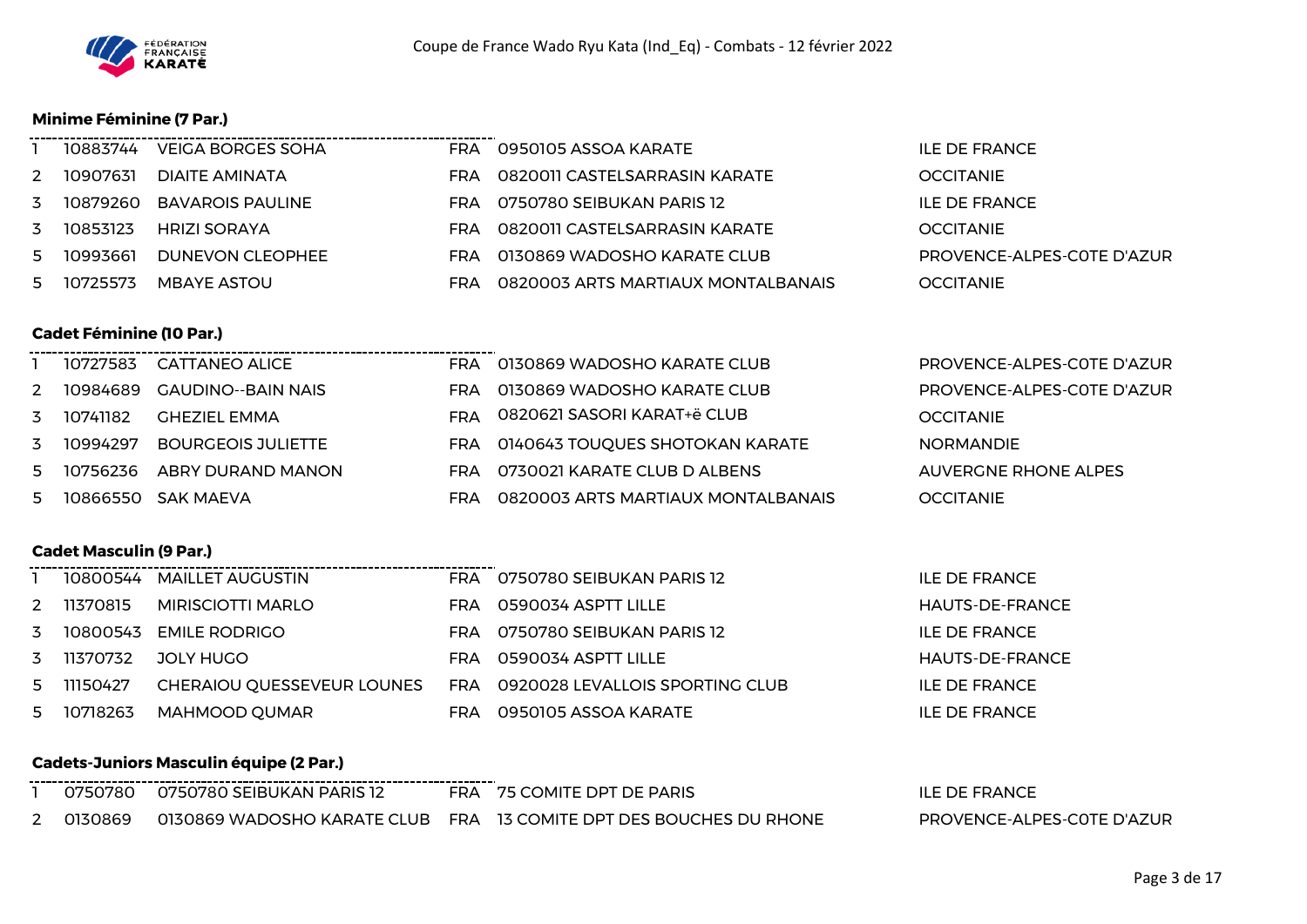Coupe de France Wado Ryu Kata (Ind_Eq) - Combats - 12 février 2022

### Minime Féminine (7 Par.)

| | | | | | |
|---|---|---|---|---|---|
| 1 | 10883744 | VEIGA BORGES SOHA | FRA | 0950105 ASSOA KARATE | ILE DE FRANCE |
| 2 | 10907631 | DIAITE AMINATA | FRA | 0820011 CASTELSARRASIN KARATE | OCCITANIE |
| 3 | 10879260 | BAVAROIS PAULINE | FRA | 0750780 SEIBUKAN PARIS 12 | ILE DE FRANCE |
| 3 | 10853123 | HRIZI SORAYA | FRA | 0820011 CASTELSARRASIN KARATE | OCCITANIE |
| 5 | 10993661 | DUNEVON CLEOPHEE | FRA | 0130869 WADOSHO KARATE CLUB | PROVENCE-ALPES-COTE D'AZUR |
| 5 | 10725573 | MBAYE ASTOU | FRA | 0820003 ARTS MARTIAUX MONTALBANAIS | OCCITANIE |

### Cadet Féminine (10 Par.)

| | | | | | |
|---|---|---|---|---|---|
| 1 | 10727583 | CATTANEO ALICE | FRA | 0130869 WADOSHO KARATE CLUB | PROVENCE-ALPES-COTE D'AZUR |
| 2 | 10984689 | GAUDINO--BAIN NAIS | FRA | 0130869 WADOSHO KARATE CLUB | PROVENCE-ALPES-COTE D'AZUR |
| 3 | 10741182 | GHEZIEL EMMA | FRA | 0820621 SASORI KARAT+ë CLUB | OCCITANIE |
| 3 | 10994297 | BOURGEOIS JULIETTE | FRA | 0140643 TOUQUES SHOTOKAN KARATE | NORMANDIE |
| 5 | 10756236 | ABRY DURAND MANON | FRA | 0730021 KARATE CLUB D ALBENS | AUVERGNE RHONE ALPES |
| 5 | 10866550 | SAK MAEVA | FRA | 0820003 ARTS MARTIAUX MONTALBANAIS | OCCITANIE |

### Cadet Masculin (9 Par.)

| | | | | | |
|---|---|---|---|---|---|
| 1 | 10800544 | MAILLET AUGUSTIN | FRA | 0750780 SEIBUKAN PARIS 12 | ILE DE FRANCE |
| 2 | 11370815 | MIRISCIOTTI MARLO | FRA | 0590034 ASPTT LILLE | HAUTS-DE-FRANCE |
| 3 | 10800543 | EMILE RODRIGO | FRA | 0750780 SEIBUKAN PARIS 12 | ILE DE FRANCE |
| 3 | 11370732 | JOLY HUGO | FRA | 0590034 ASPTT LILLE | HAUTS-DE-FRANCE |
| 5 | 11150427 | CHERAIOU QUESSEVEUR LOUNES | FRA | 0920028 LEVALLOIS SPORTING CLUB | ILE DE FRANCE |
| 5 | 10718263 | MAHMOOD QUMAR | FRA | 0950105 ASSOA KARATE | ILE DE FRANCE |

### Cadets-Juniors Masculin équipe (2 Par.)

| | | | | | |
|---|---|---|---|---|---|
| 1 | 0750780 | 0750780 SEIBUKAN PARIS 12 | FRA | 75 COMITE DPT DE PARIS | ILE DE FRANCE |
| 2 | 0130869 | 0130869 WADOSHO KARATE CLUB | FRA | 13 COMITE DPT DES BOUCHES DU RHONE | PROVENCE-ALPES-COTE D'AZUR |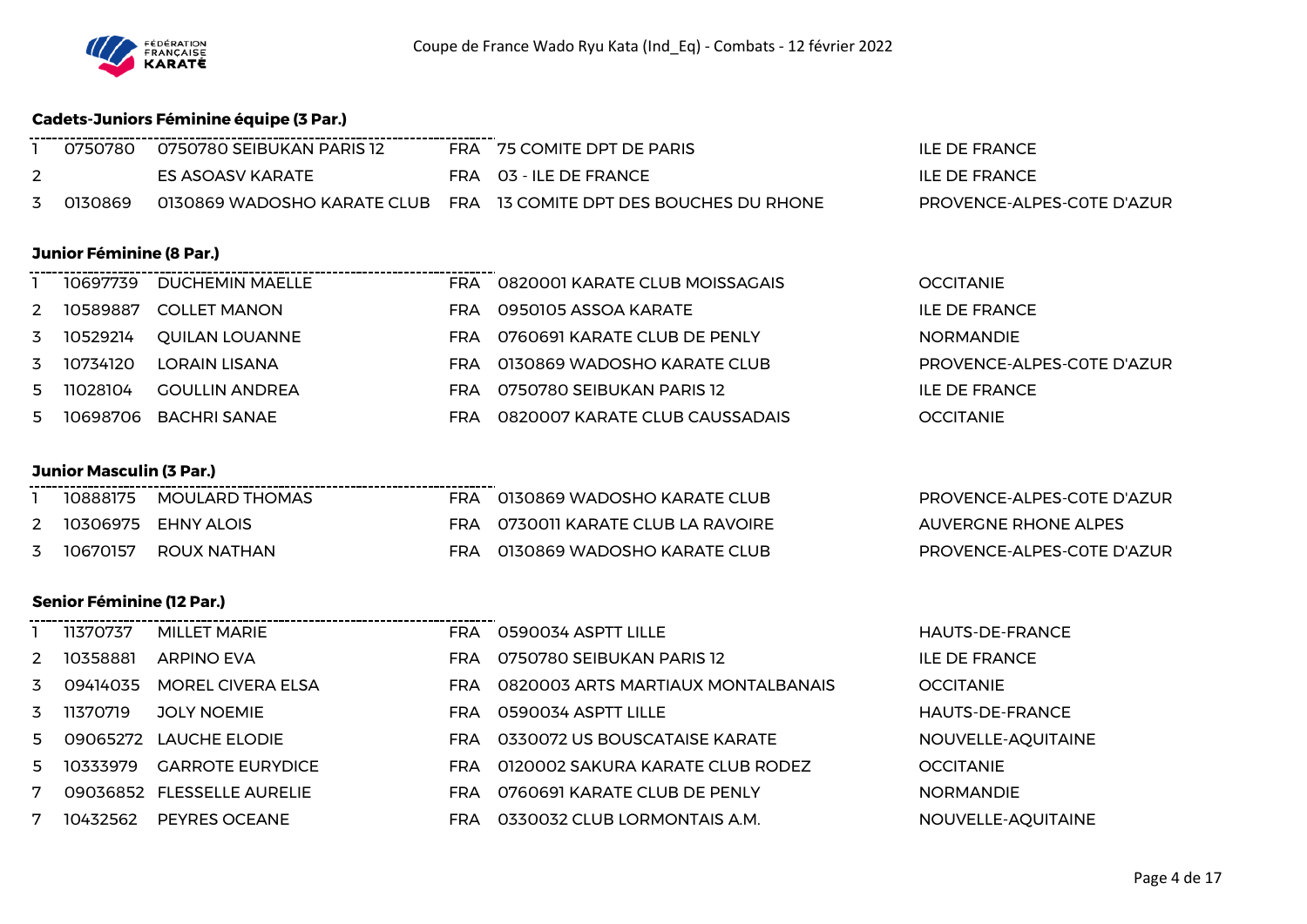Coupe de France Wado Ryu Kata (Ind_Eq) - Combats - 12 février 2022

**Cadets-Juniors Féminine équipe (3 Par.)**

| | | | | | |
|---|---|---|---|---|---|
| 1 | 0750780 | 0750780 SEIBUKAN PARIS 12 | FRA | 75 COMITE DPT DE PARIS | ILE DE FRANCE |
| 2 | | ES ASOASV KARATE | FRA | 03 - ILE DE FRANCE | ILE DE FRANCE |
| 3 | 0130869 | 0130869 WADOSHO KARATE CLUB | FRA | 13 COMITE DPT DES BOUCHES DU RHONE | PROVENCE-ALPES-COTE D'AZUR |

**Junior Féminine (8 Par.)**

| | | | | | |
|---|---|---|---|---|---|
| 1 | 10697739 | DUCHEMIN MAELLE | FRA | 0820001 KARATE CLUB MOISSAGAIS | OCCITANIE |
| 2 | 10589887 | COLLET MANON | FRA | 0950105 ASSOA KARATE | ILE DE FRANCE |
| 3 | 10529214 | QUILAN LOUANNE | FRA | 0760691 KARATE CLUB DE PENLY | NORMANDIE |
| 3 | 10734120 | LORAIN LISANA | FRA | 0130869 WADOSHO KARATE CLUB | PROVENCE-ALPES-COTE D'AZUR |
| 5 | 11028104 | GOULLIN ANDREA | FRA | 0750780 SEIBUKAN PARIS 12 | ILE DE FRANCE |
| 5 | 10698706 | BACHRI SANAE | FRA | 0820007 KARATE CLUB CAUSSADAIS | OCCITANIE |

**Junior Masculin (3 Par.)**

| | | | | | |
|---|---|---|---|---|---|
| 1 | 10888175 | MOULARD THOMAS | FRA | 0130869 WADOSHO KARATE CLUB | PROVENCE-ALPES-COTE D'AZUR |
| 2 | 10306975 | EHNY ALOIS | FRA | 0730011 KARATE CLUB LA RAVOIRE | AUVERGNE RHONE ALPES |
| 3 | 10670157 | ROUX NATHAN | FRA | 0130869 WADOSHO KARATE CLUB | PROVENCE-ALPES-COTE D'AZUR |

**Senior Féminine (12 Par.)**

| | | | | | |
|---|---|---|---|---|---|
| 1 | 11370737 | MILLET MARIE | FRA | 0590034 ASPTT LILLE | HAUTS-DE-FRANCE |
| 2 | 10358881 | ARPINO EVA | FRA | 0750780 SEIBUKAN PARIS 12 | ILE DE FRANCE |
| 3 | 09414035 | MOREL CIVERA ELSA | FRA | 0820003 ARTS MARTIAUX MONTALBANAIS | OCCITANIE |
| 3 | 11370719 | JOLY NOEMIE | FRA | 0590034 ASPTT LILLE | HAUTS-DE-FRANCE |
| 5 | 09065272 | LAUCHE ELODIE | FRA | 0330072 US BOUSCATAISE KARATE | NOUVELLE-AQUITAINE |
| 5 | 10333979 | GARROTE EURYDICE | FRA | 0120002 SAKURA KARATE CLUB RODEZ | OCCITANIE |
| 7 | 09036852 | FLESSELLE AURELIE | FRA | 0760691 KARATE CLUB DE PENLY | NORMANDIE |
| 7 | 10432562 | PEYRES OCEANE | FRA | 0330032 CLUB LORMONTAIS A.M. | NOUVELLE-AQUITAINE |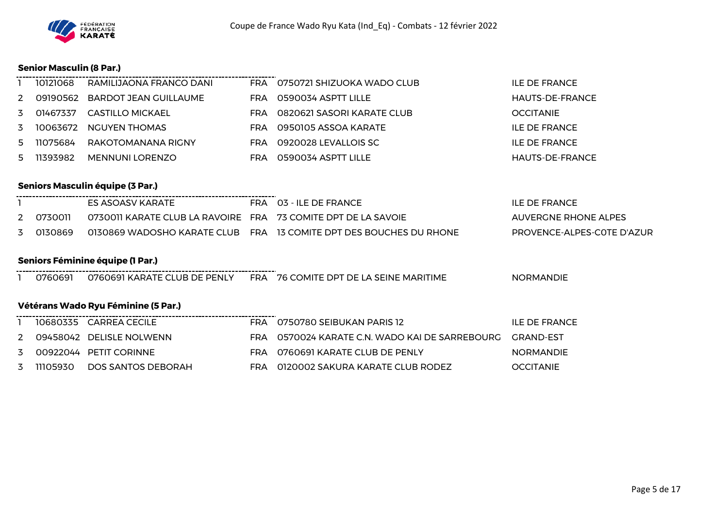Coupe de France Wado Ryu Kata (Ind_Eq) - Combats - 12 février 2022

**Senior Masculin (8 Par.)**

| | | | | | |
|---|---|---|---|---|---|
| 1 | 10121068 | RAMILIJAONA FRANCO DANI | FRA | 0750721 SHIZUOKA WADO CLUB | ILE DE FRANCE |
| 2 | 09190562 | BARDOT JEAN GUILLAUME | FRA | 0590034 ASPTT LILLE | HAUTS-DE-FRANCE |
| 3 | 01467337 | CASTILLO MICKAEL | FRA | 0820621 SASORI KARATE CLUB | OCCITANIE |
| 3 | 10063672 | NGUYEN THOMAS | FRA | 0950105 ASSOA KARATE | ILE DE FRANCE |
| 5 | 11075684 | RAKOTOMANANA RIGNY | FRA | 0920028 LEVALLOIS SC | ILE DE FRANCE |
| 5 | 11393982 | MENNUNI LORENZO | FRA | 0590034 ASPTT LILLE | HAUTS-DE-FRANCE |

**Seniors Masculin équipe (3 Par.)**

| | | | | | |
|---|---|---|---|---|---|
| 1 | | ES ASOASV KARATE | FRA | 03 - ILE DE FRANCE | ILE DE FRANCE |
| 2 | 0730011 | 0730011 KARATE CLUB LA RAVOIRE | FRA | 73 COMITE DPT DE LA SAVOIE | AUVERGNE RHONE ALPES |
| 3 | 0130869 | 0130869 WADOSHO KARATE CLUB | FRA | 13 COMITE DPT DES BOUCHES DU RHONE | PROVENCE-ALPES-COTE D'AZUR |

**Seniors Féminine équipe (1 Par.)**

| | | | | | |
|---|---|---|---|---|---|
| 1 | 0760691 | 0760691 KARATE CLUB DE PENLY | FRA | 76 COMITE DPT DE LA SEINE MARITIME | NORMANDIE |

**Vétérans Wado Ryu Féminine (5 Par.)**

| | | | | | |
|---|---|---|---|---|---|
| 1 | 10680335 | CARREA CECILE | FRA | 0750780 SEIBUKAN PARIS 12 | ILE DE FRANCE |
| 2 | 09458042 | DELISLE NOLWENN | FRA | 0570024 KARATE C.N. WADO KAI DE SARREBOURG | GRAND-EST |
| 3 | 00922044 | PETIT CORINNE | FRA | 0760691 KARATE CLUB DE PENLY | NORMANDIE |
| 3 | 11105930 | DOS SANTOS DEBORAH | FRA | 0120002 SAKURA KARATE CLUB RODEZ | OCCITANIE |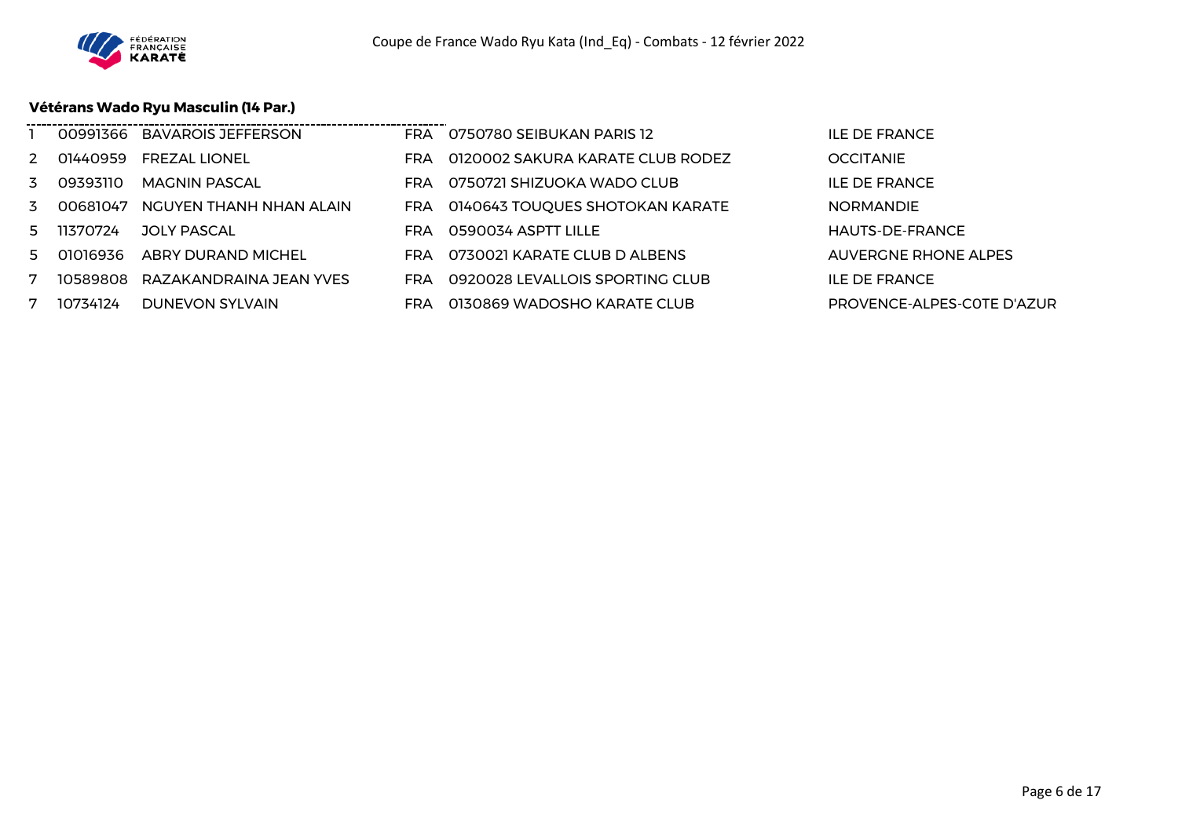### Vétérans Wado Ryu Masculin (14 Par.)

| | | | | | |
|---|---|---|---|---|---|
| 1 | 00991366 | BAVAROIS JEFFERSON | FRA | 0750780 SEIBUKAN PARIS 12 | ILE DE FRANCE |
| 2 | 01440959 | FREZAL LIONEL | FRA | 0120002 SAKURA KARATE CLUB RODEZ | OCCITANIE |
| 3 | 09393110 | MAGNIN PASCAL | FRA | 0750721 SHIZUOKA WADO CLUB | ILE DE FRANCE |
| 3 | 00681047 | NGUYEN THANH NHAN ALAIN | FRA | 0140643 TOUQUES SHOTOKAN KARATE | NORMANDIE |
| 5 | 11370724 | JOLY PASCAL | FRA | 0590034 ASPTT LILLE | HAUTS-DE-FRANCE |
| 5 | 01016936 | ABRY DURAND MICHEL | FRA | 0730021 KARATE CLUB D ALBENS | AUVERGNE RHONE ALPES |
| 7 | 10589808 | RAZAKANDRAINA JEAN YVES | FRA | 0920028 LEVALLOIS SPORTING CLUB | ILE DE FRANCE |
| 7 | 10734124 | DUNEVON SYLVAIN | FRA | 0130869 WADOSHO KARATE CLUB | PROVENCE-ALPES-COTE D'AZUR |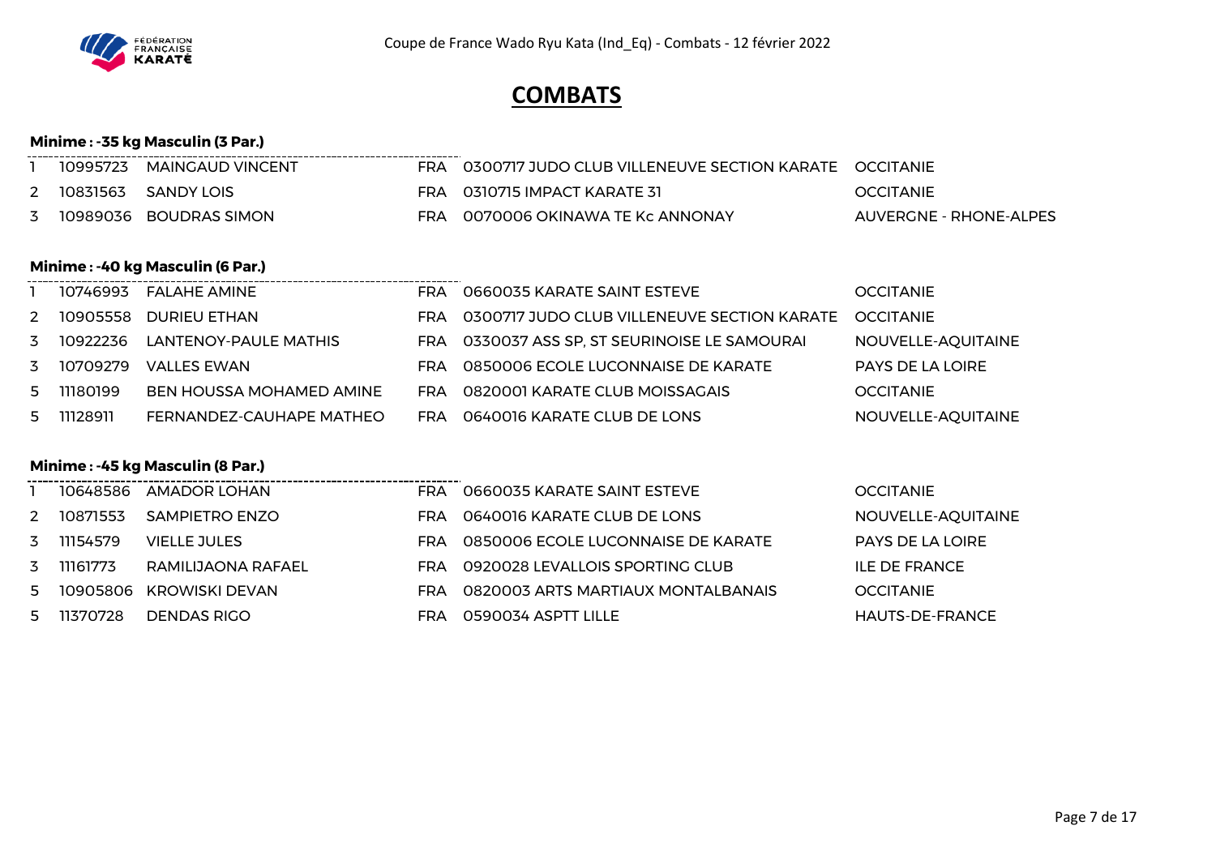# COMBATS

### Minime : -35 kg Masculin (3 Par.)

| | | | | | |
|---|---|---|---|---|---|
| 1 | 10995723 | MAINGAUD VINCENT | FRA | 0300717 JUDO CLUB VILLENEUVE SECTION KARATE | OCCITANIE |
| 2 | 10831563 | SANDY LOIS | FRA | 0310715 IMPACT KARATE 31 | OCCITANIE |
| 3 | 10989036 | BOUDRAS SIMON | FRA | 0070006 OKINAWA TE Kc ANNONAY | AUVERGNE - RHONE-ALPES |

### Minime : -40 kg Masculin (6 Par.)

| | | | | | |
|---|---|---|---|---|---|
| 1 | 10746993 | FALAHE AMINE | FRA | 0660035 KARATE SAINT ESTEVE | OCCITANIE |
| 2 | 10905558 | DURIEU ETHAN | FRA | 0300717 JUDO CLUB VILLENEUVE SECTION KARATE | OCCITANIE |
| 3 | 10922236 | LANTENOY-PAULE MATHIS | FRA | 0330037 ASS SP, ST SEURINOISE LE SAMOURAI | NOUVELLE-AQUITAINE |
| 3 | 10709279 | VALLES EWAN | FRA | 0850006 ECOLE LUCONNAISE DE KARATE | PAYS DE LA LOIRE |
| 5 | 11180199 | BEN HOUSSA MOHAMED AMINE | FRA | 0820001 KARATE CLUB MOISSAGAIS | OCCITANIE |
| 5 | 11128911 | FERNANDEZ-CAUHAPE MATHEO | FRA | 0640016 KARATE CLUB DE LONS | NOUVELLE-AQUITAINE |

### Minime : -45 kg Masculin (8 Par.)

| | | | | | |
|---|---|---|---|---|---|
| 1 | 10648586 | AMADOR LOHAN | FRA | 0660035 KARATE SAINT ESTEVE | OCCITANIE |
| 2 | 10871553 | SAMPIETRO ENZO | FRA | 0640016 KARATE CLUB DE LONS | NOUVELLE-AQUITAINE |
| 3 | 11154579 | VIELLE JULES | FRA | 0850006 ECOLE LUCONNAISE DE KARATE | PAYS DE LA LOIRE |
| 3 | 11161773 | RAMILIJAONA RAFAEL | FRA | 0920028 LEVALLOIS SPORTING CLUB | ILE DE FRANCE |
| 5 | 10905806 | KROWISKI DEVAN | FRA | 0820003 ARTS MARTIAUX MONTALBANAIS | OCCITANIE |
| 5 | 11370728 | DENDAS RIGO | FRA | 0590034 ASPTT LILLE | HAUTS-DE-FRANCE |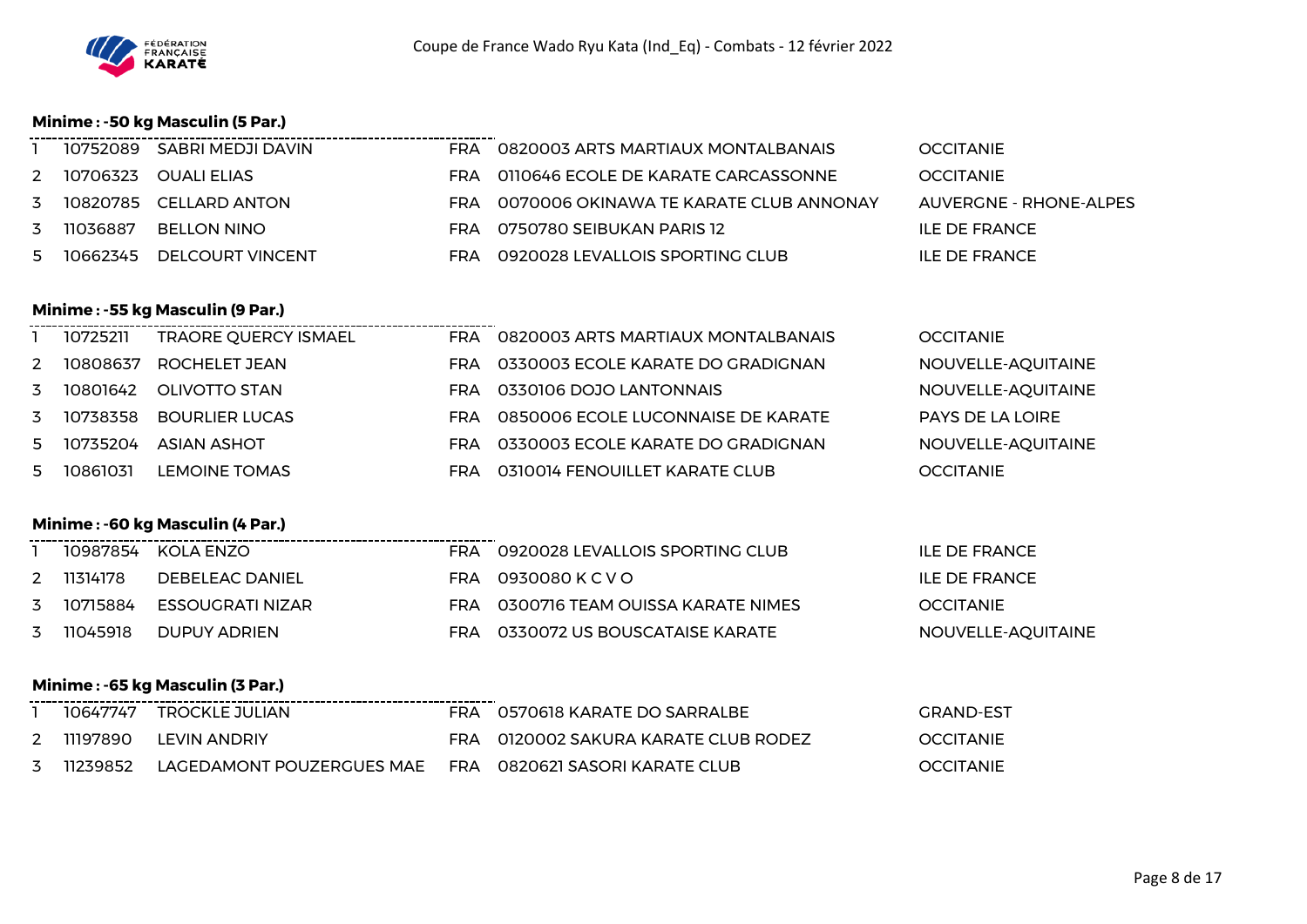Coupe de France Wado Ryu Kata (Ind_Eq) - Combats - 12 février 2022

### Minime : -50 kg Masculin (5 Par.)

| | | | | | |
|---|---|---|---|---|---|
| 1 | 10752089 | SABRI MEDJI DAVIN | FRA | 0820003 ARTS MARTIAUX MONTALBANAIS | OCCITANIE |
| 2 | 10706323 | OUALI ELIAS | FRA | 0110646 ECOLE DE KARATE CARCASSONNE | OCCITANIE |
| 3 | 10820785 | CELLARD ANTON | FRA | 0070006 OKINAWA TE KARATE CLUB ANNONAY | AUVERGNE - RHONE-ALPES |
| 3 | 11036887 | BELLON NINO | FRA | 0750780 SEIBUKAN PARIS 12 | ILE DE FRANCE |
| 5 | 10662345 | DELCOURT VINCENT | FRA | 0920028 LEVALLOIS SPORTING CLUB | ILE DE FRANCE |

### Minime : -55 kg Masculin (9 Par.)

| | | | | | |
|---|---|---|---|---|---|
| 1 | 10725211 | TRAORE QUERCY ISMAEL | FRA | 0820003 ARTS MARTIAUX MONTALBANAIS | OCCITANIE |
| 2 | 10808637 | ROCHELET JEAN | FRA | 0330003 ECOLE KARATE DO GRADIGNAN | NOUVELLE-AQUITAINE |
| 3 | 10801642 | OLIVOTTO STAN | FRA | 0330106 DOJO LANTONNAIS | NOUVELLE-AQUITAINE |
| 3 | 10738358 | BOURLIER LUCAS | FRA | 0850006 ECOLE LUCONNAISE DE KARATE | PAYS DE LA LOIRE |
| 5 | 10735204 | ASIAN ASHOT | FRA | 0330003 ECOLE KARATE DO GRADIGNAN | NOUVELLE-AQUITAINE |
| 5 | 10861031 | LEMOINE TOMAS | FRA | 0310014 FENOUILLET KARATE CLUB | OCCITANIE |

### Minime : -60 kg Masculin (4 Par.)

| | | | | | |
|---|---|---|---|---|---|
| 1 | 10987854 | KOLA ENZO | FRA | 0920028 LEVALLOIS SPORTING CLUB | ILE DE FRANCE |
| 2 | 11314178 | DEBELEAC DANIEL | FRA | 0930080 K C V O | ILE DE FRANCE |
| 3 | 10715884 | ESSOUGRATI NIZAR | FRA | 0300716 TEAM OUISSA KARATE NIMES | OCCITANIE |
| 3 | 11045918 | DUPUY ADRIEN | FRA | 0330072 US BOUSCATAISE KARATE | NOUVELLE-AQUITAINE |

### Minime : -65 kg Masculin (3 Par.)

| | | | | | |
|---|---|---|---|---|---|
| 1 | 10647747 | TROCKLE JULIAN | FRA | 0570618 KARATE DO SARRALBE | GRAND-EST |
| 2 | 11197890 | LEVIN ANDRIY | FRA | 0120002 SAKURA KARATE CLUB RODEZ | OCCITANIE |
| 3 | 11239852 | LAGEDAMONT POUZERGUES MAE | FRA | 0820621 SASORI KARATE CLUB | OCCITANIE |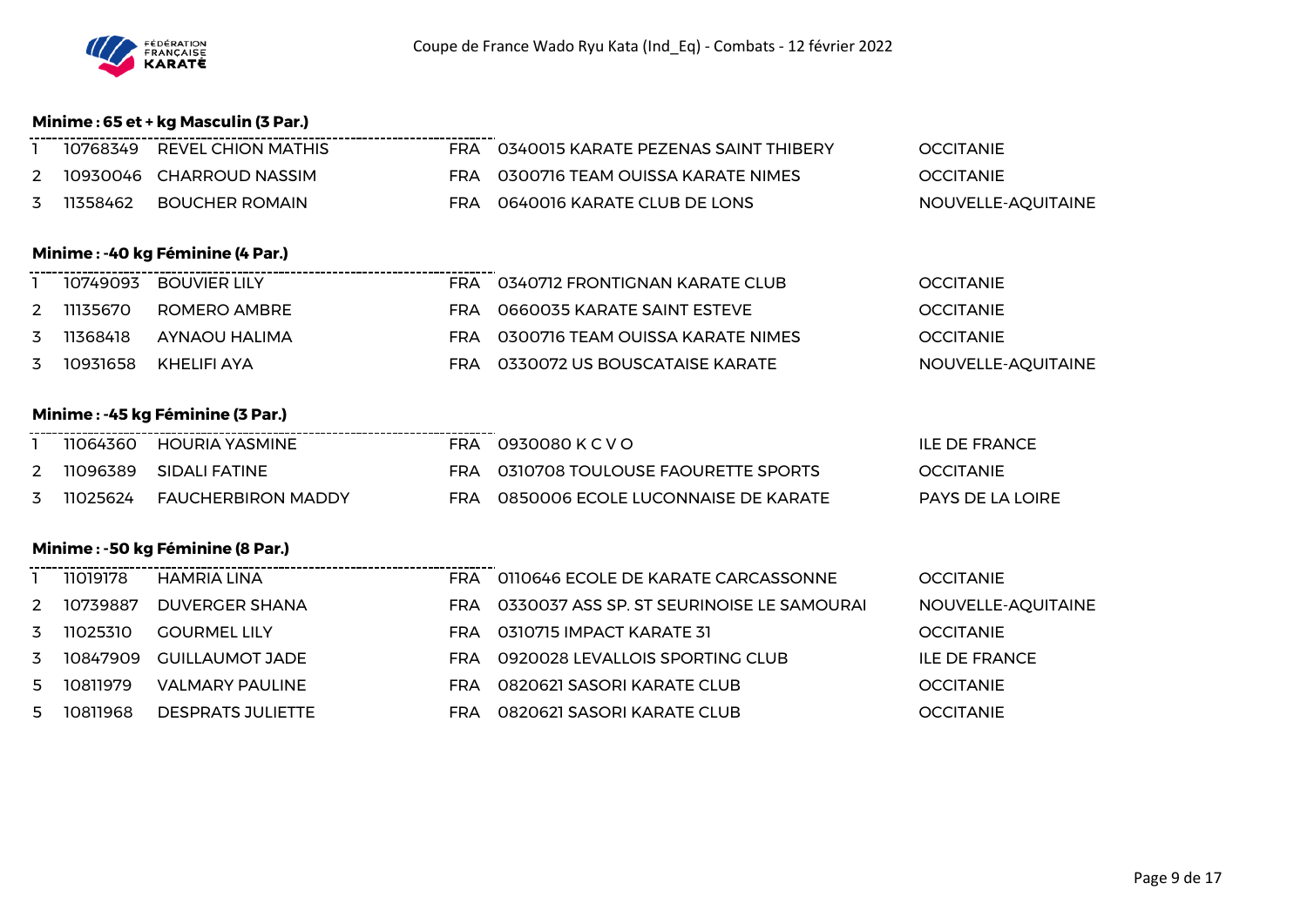Coupe de France Wado Ryu Kata (Ind_Eq) - Combats - 12 février 2022

### Minime : 65 et + kg Masculin (3 Par.)

| | | | | | |
|---|---|---|---|---|---|
| 1 | 10768349 | REVEL CHION MATHIS | FRA | 0340015 KARATE PEZENAS SAINT THIBERY | OCCITANIE |
| 2 | 10930046 | CHARROUD NASSIM | FRA | 0300716 TEAM OUISSA KARATE NIMES | OCCITANIE |
| 3 | 11358462 | BOUCHER ROMAIN | FRA | 0640016 KARATE CLUB DE LONS | NOUVELLE-AQUITAINE |

### Minime : -40 kg Féminine (4 Par.)

| | | | | | |
|---|---|---|---|---|---|
| 1 | 10749093 | BOUVIER LILY | FRA | 0340712 FRONTIGNAN KARATE CLUB | OCCITANIE |
| 2 | 11135670 | ROMERO AMBRE | FRA | 0660035 KARATE SAINT ESTEVE | OCCITANIE |
| 3 | 11368418 | AYNAOU HALIMA | FRA | 0300716 TEAM OUISSA KARATE NIMES | OCCITANIE |
| 3 | 10931658 | KHELIFI AYA | FRA | 0330072 US BOUSCATAISE KARATE | NOUVELLE-AQUITAINE |

### Minime : -45 kg Féminine (3 Par.)

| | | | | | |
|---|---|---|---|---|---|
| 1 | 11064360 | HOURIA YASMINE | FRA | 0930080 K C V O | ILE DE FRANCE |
| 2 | 11096389 | SIDALI FATINE | FRA | 0310708 TOULOUSE FAOURETTE SPORTS | OCCITANIE |
| 3 | 11025624 | FAUCHERBIRON MADDY | FRA | 0850006 ECOLE LUCONNAISE DE KARATE | PAYS DE LA LOIRE |

### Minime : -50 kg Féminine (8 Par.)

| | | | | | |
|---|---|---|---|---|---|
| 1 | 11019178 | HAMRIA LINA | FRA | 0110646 ECOLE DE KARATE CARCASSONNE | OCCITANIE |
| 2 | 10739887 | DUVERGER SHANA | FRA | 0330037 ASS SP. ST SEURINOISE LE SAMOURAI | NOUVELLE-AQUITAINE |
| 3 | 11025310 | GOURMEL LILY | FRA | 0310715 IMPACT KARATE 31 | OCCITANIE |
| 3 | 10847909 | GUILLAUMOT JADE | FRA | 0920028 LEVALLOIS SPORTING CLUB | ILE DE FRANCE |
| 5 | 10811979 | VALMARY PAULINE | FRA | 0820621 SASORI KARATE CLUB | OCCITANIE |
| 5 | 10811968 | DESPRATS JULIETTE | FRA | 0820621 SASORI KARATE CLUB | OCCITANIE |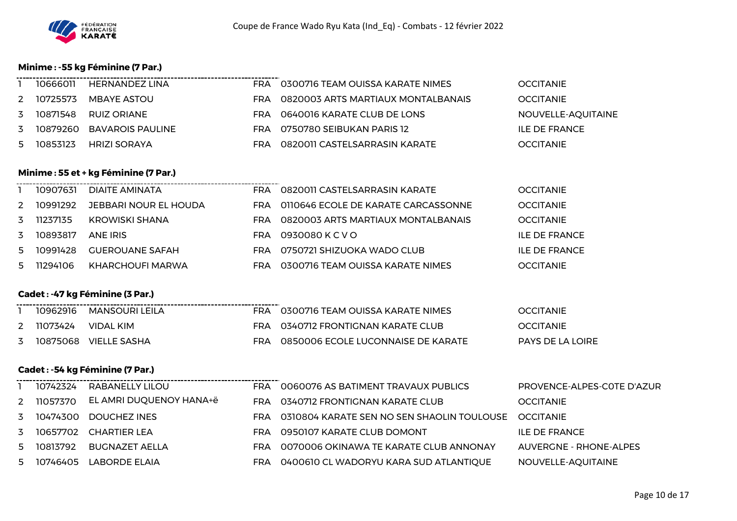Coupe de France Wado Ryu Kata (Ind_Eq) - Combats - 12 février 2022

### Minime : -55 kg Féminine (7 Par.)

| | | | | | |
|---|---|---|---|---|---|
| 1 | 10666011 | HERNANDEZ LINA | FRA | 0300716 TEAM OUISSA KARATE NIMES | OCCITANIE |
| 2 | 10725573 | MBAYE ASTOU | FRA | 0820003 ARTS MARTIAUX MONTALBANAIS | OCCITANIE |
| 3 | 10871548 | RUIZ ORIANE | FRA | 0640016 KARATE CLUB DE LONS | NOUVELLE-AQUITAINE |
| 3 | 10879260 | BAVAROIS PAULINE | FRA | 0750780 SEIBUKAN PARIS 12 | ILE DE FRANCE |
| 5 | 10853123 | HRIZI SORAYA | FRA | 0820011 CASTELSARRASIN KARATE | OCCITANIE |

### Minime : 55 et + kg Féminine (7 Par.)

| | | | | | |
|---|---|---|---|---|---|
| 1 | 10907631 | DIAITE AMINATA | FRA | 0820011 CASTELSARRASIN KARATE | OCCITANIE |
| 2 | 10991292 | JEBBARI NOUR EL HOUDA | FRA | 0110646 ECOLE DE KARATE CARCASSONNE | OCCITANIE |
| 3 | 11237135 | KROWISKI SHANA | FRA | 0820003 ARTS MARTIAUX MONTALBANAIS | OCCITANIE |
| 3 | 10893817 | ANE IRIS | FRA | 0930080 K C V O | ILE DE FRANCE |
| 5 | 10991428 | GUEROUANE SAFAH | FRA | 0750721 SHIZUOKA WADO CLUB | ILE DE FRANCE |
| 5 | 11294106 | KHARCHOUFI MARWA | FRA | 0300716 TEAM OUISSA KARATE NIMES | OCCITANIE |

### Cadet : -47 kg Féminine (3 Par.)

| | | | | | |
|---|---|---|---|---|---|
| 1 | 10962916 | MANSOURI LEILA | FRA | 0300716 TEAM OUISSA KARATE NIMES | OCCITANIE |
| 2 | 11073424 | VIDAL KIM | FRA | 0340712 FRONTIGNAN KARATE CLUB | OCCITANIE |
| 3 | 10875068 | VIELLE SASHA | FRA | 0850006 ECOLE LUCONNAISE DE KARATE | PAYS DE LA LOIRE |

### Cadet : -54 kg Féminine (7 Par.)

| | | | | | |
|---|---|---|---|---|---|
| 1 | 10742324 | RABANELLY LILOU | FRA | 0060076 AS BATIMENT TRAVAUX PUBLICS | PROVENCE-ALPES-COTE D'AZUR |
| 2 | 11057370 | EL AMRI DUQUENOY HANA+ë | FRA | 0340712 FRONTIGNAN KARATE CLUB | OCCITANIE |
| 3 | 10474300 | DOUCHEZ INES | FRA | 0310804 KARATE SEN NO SEN SHAOLIN TOULOUSE | OCCITANIE |
| 3 | 10657702 | CHARTIER LEA | FRA | 0950107 KARATE CLUB DOMONT | ILE DE FRANCE |
| 5 | 10813792 | BUGNAZET AELLA | FRA | 0070006 OKINAWA TE KARATE CLUB ANNONAY | AUVERGNE - RHONE-ALPES |
| 5 | 10746405 | LABORDE ELAIA | FRA | 0400610 CL WADORYU KARA SUD ATLANTIQUE | NOUVELLE-AQUITAINE |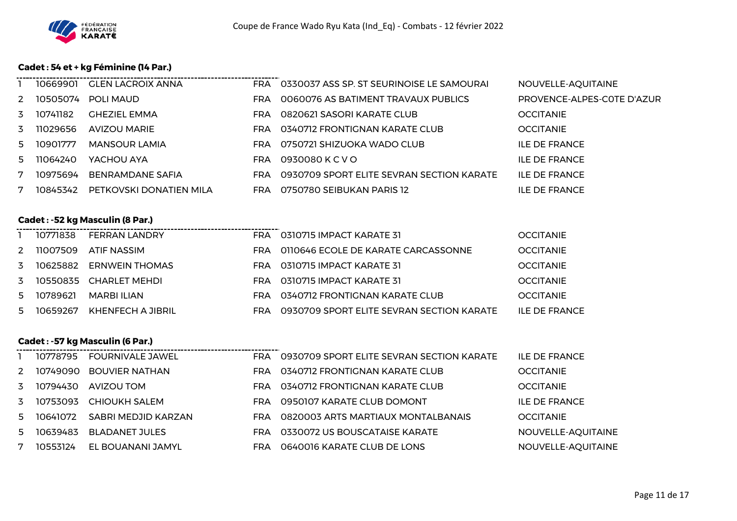### Cadet : 54 et + kg Féminine (14 Par.)

| | | | | | |
|---|---|---|---|---|---|
| 1 | 10669901 | GLEN LACROIX ANNA | FRA | 0330037 ASS SP. ST SEURINOISE LE SAMOURAI | NOUVELLE-AQUITAINE |
| 2 | 10505074 | POLI MAUD | FRA | 0060076 AS BATIMENT TRAVAUX PUBLICS | PROVENCE-ALPES-COTE D'AZUR |
| 3 | 10741182 | GHEZIEL EMMA | FRA | 0820621 SASORI KARATE CLUB | OCCITANIE |
| 3 | 11029656 | AVIZOU MARIE | FRA | 0340712 FRONTIGNAN KARATE CLUB | OCCITANIE |
| 5 | 10901777 | MANSOUR LAMIA | FRA | 0750721 SHIZUOKA WADO CLUB | ILE DE FRANCE |
| 5 | 11064240 | YACHOU AYA | FRA | 0930080 K C V O | ILE DE FRANCE |
| 7 | 10975694 | BENRAMDANE SAFIA | FRA | 0930709 SPORT ELITE SEVRAN SECTION KARATE | ILE DE FRANCE |
| 7 | 10845342 | PETKOVSKI DONATIEN MILA | FRA | 0750780 SEIBUKAN PARIS 12 | ILE DE FRANCE |

### Cadet : -52 kg Masculin (8 Par.)

| | | | | | |
|---|---|---|---|---|---|
| 1 | 10771838 | FERRAN LANDRY | FRA | 0310715 IMPACT KARATE 31 | OCCITANIE |
| 2 | 11007509 | ATIF NASSIM | FRA | 0110646 ECOLE DE KARATE CARCASSONNE | OCCITANIE |
| 3 | 10625882 | ERNWEIN THOMAS | FRA | 0310715 IMPACT KARATE 31 | OCCITANIE |
| 3 | 10550835 | CHARLET MEHDI | FRA | 0310715 IMPACT KARATE 31 | OCCITANIE |
| 5 | 10789621 | MARBI ILIAN | FRA | 0340712 FRONTIGNAN KARATE CLUB | OCCITANIE |
| 5 | 10659267 | KHENFECH A JIBRIL | FRA | 0930709 SPORT ELITE SEVRAN SECTION KARATE | ILE DE FRANCE |

### Cadet : -57 kg Masculin (6 Par.)

| | | | | | |
|---|---|---|---|---|---|
| 1 | 10778795 | FOURNIVALE JAWEL | FRA | 0930709 SPORT ELITE SEVRAN SECTION KARATE | ILE DE FRANCE |
| 2 | 10749090 | BOUVIER NATHAN | FRA | 0340712 FRONTIGNAN KARATE CLUB | OCCITANIE |
| 3 | 10794430 | AVIZOU TOM | FRA | 0340712 FRONTIGNAN KARATE CLUB | OCCITANIE |
| 3 | 10753093 | CHIOUKH SALEM | FRA | 0950107 KARATE CLUB DOMONT | ILE DE FRANCE |
| 5 | 10641072 | SABRI MEDJID KARZAN | FRA | 0820003 ARTS MARTIAUX MONTALBANAIS | OCCITANIE |
| 5 | 10639483 | BLADANET JULES | FRA | 0330072 US BOUSCATAISE KARATE | NOUVELLE-AQUITAINE |
| 7 | 10553124 | EL BOUANANI JAMYL | FRA | 0640016 KARATE CLUB DE LONS | NOUVELLE-AQUITAINE |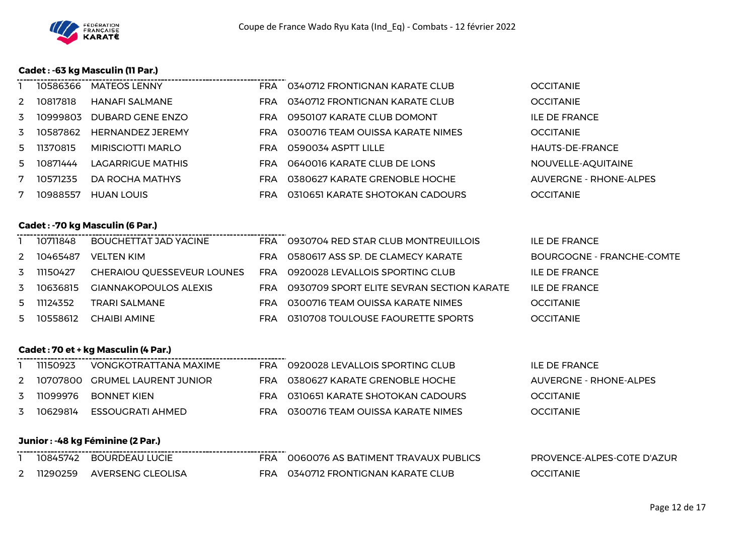Coupe de France Wado Ryu Kata (Ind_Eq) - Combats - 12 février 2022

### Cadet : -63 kg Masculin (11 Par.)

| | | | | | |
|---|---|---|---|---|---|
| 1 | 10586366 | MATEOS LENNY | FRA | 0340712 FRONTIGNAN KARATE CLUB | OCCITANIE |
| 2 | 10817818 | HANAFI SALMANE | FRA | 0340712 FRONTIGNAN KARATE CLUB | OCCITANIE |
| 3 | 10999803 | DUBARD GENE ENZO | FRA | 0950107 KARATE CLUB DOMONT | ILE DE FRANCE |
| 3 | 10587862 | HERNANDEZ JEREMY | FRA | 0300716 TEAM OUISSA KARATE NIMES | OCCITANIE |
| 5 | 11370815 | MIRISCIOTTI MARLO | FRA | 0590034 ASPTT LILLE | HAUTS-DE-FRANCE |
| 5 | 10871444 | LAGARRIGUE MATHIS | FRA | 0640016 KARATE CLUB DE LONS | NOUVELLE-AQUITAINE |
| 7 | 10571235 | DA ROCHA MATHYS | FRA | 0380627 KARATE GRENOBLE HOCHE | AUVERGNE - RHONE-ALPES |
| 7 | 10988557 | HUAN LOUIS | FRA | 0310651 KARATE SHOTOKAN CADOURS | OCCITANIE |

### Cadet : -70 kg Masculin (6 Par.)

| | | | | | |
|---|---|---|---|---|---|
| 1 | 10711848 | BOUCHETTAT JAD YACINE | FRA | 0930704 RED STAR CLUB MONTREUILLOIS | ILE DE FRANCE |
| 2 | 10465487 | VELTEN KIM | FRA | 0580617 ASS SP. DE CLAMECY KARATE | BOURGOGNE - FRANCHE-COMTE |
| 3 | 11150427 | CHERAIOU QUESSEVEUR LOUNES | FRA | 0920028 LEVALLOIS SPORTING CLUB | ILE DE FRANCE |
| 3 | 10636815 | GIANNAKOPOULOS ALEXIS | FRA | 0930709 SPORT ELITE SEVRAN SECTION KARATE | ILE DE FRANCE |
| 5 | 11124352 | TRARI SALMANE | FRA | 0300716 TEAM OUISSA KARATE NIMES | OCCITANIE |
| 5 | 10558612 | CHAIBI AMINE | FRA | 0310708 TOULOUSE FAOURETTE SPORTS | OCCITANIE |

### Cadet : 70 et + kg Masculin (4 Par.)

| | | | | | |
|---|---|---|---|---|---|
| 1 | 11150923 | VONGKOTRATTANA MAXIME | FRA | 0920028 LEVALLOIS SPORTING CLUB | ILE DE FRANCE |
| 2 | 10707800 | GRUMEL LAURENT JUNIOR | FRA | 0380627 KARATE GRENOBLE HOCHE | AUVERGNE - RHONE-ALPES |
| 3 | 11099976 | BONNET KIEN | FRA | 0310651 KARATE SHOTOKAN CADOURS | OCCITANIE |
| 3 | 10629814 | ESSOUGRATI AHMED | FRA | 0300716 TEAM OUISSA KARATE NIMES | OCCITANIE |

### Junior : -48 kg Féminine (2 Par.)

| | | | | | |
|---|---|---|---|---|---|
| 1 | 10845742 | BOURDEAU LUCIE | FRA | 0060076 AS BATIMENT TRAVAUX PUBLICS | PROVENCE-ALPES-COTE D'AZUR |
| 2 | 11290259 | AVERSENG CLEOLISA | FRA | 0340712 FRONTIGNAN KARATE CLUB | OCCITANIE |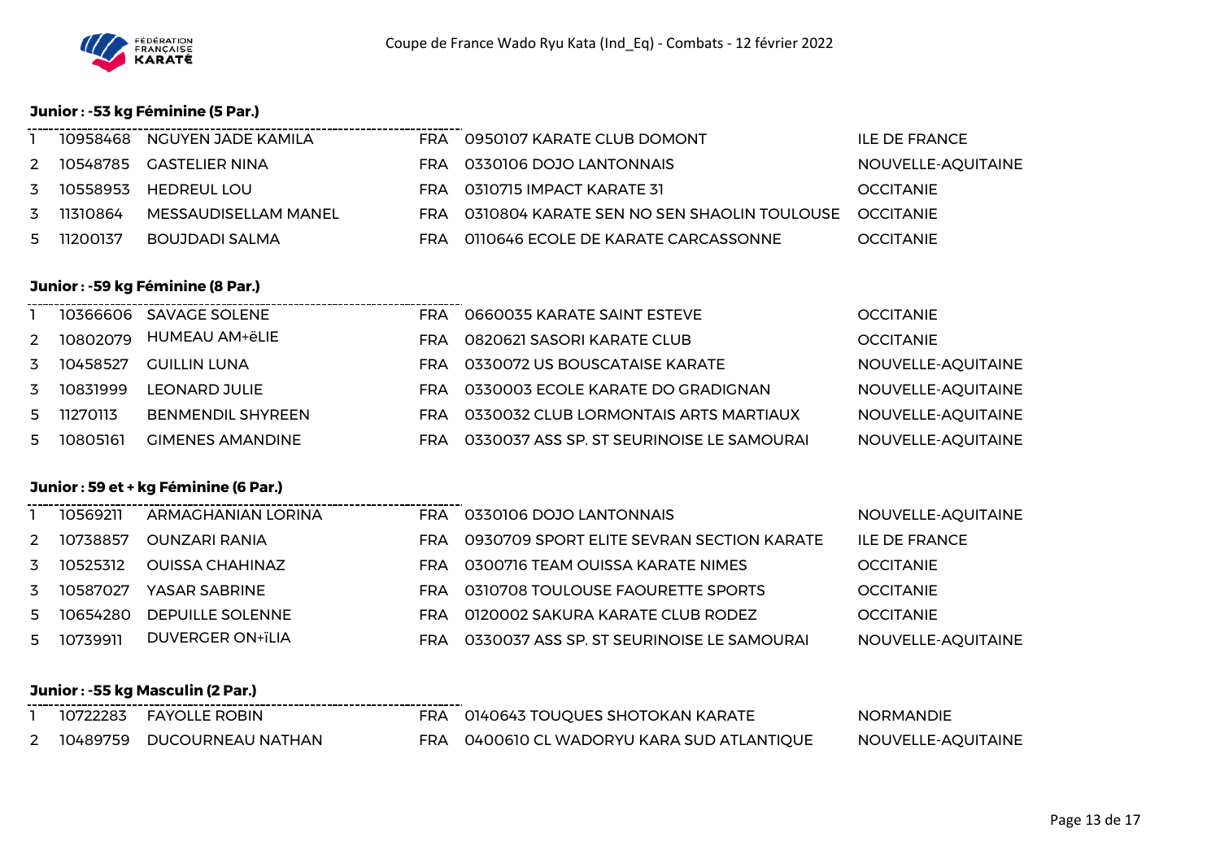### Junior : -53 kg Féminine (5 Par.)

| | | | | | |
|---|---|---|---|---|---|
| 1 | 10958468 | NGUYEN JADE KAMILA | FRA | 0950107 KARATE CLUB DOMONT | ILE DE FRANCE |
| 2 | 10548785 | GASTELIER NINA | FRA | 0330106 DOJO LANTONNAIS | NOUVELLE-AQUITAINE |
| 3 | 10558953 | HEDREUL LOU | FRA | 0310715 IMPACT KARATE 31 | OCCITANIE |
| 3 | 11310864 | MESSAUDISELLAM MANEL | FRA | 0310804 KARATE SEN NO SEN SHAOLIN TOULOUSE | OCCITANIE |
| 5 | 11200137 | BOUJDADI SALMA | FRA | 0110646 ECOLE DE KARATE CARCASSONNE | OCCITANIE |

### Junior : -59 kg Féminine (8 Par.)

| | | | | | |
|---|---|---|---|---|---|
| 1 | 10366606 | SAVAGE SOLENE | FRA | 0660035 KARATE SAINT ESTEVE | OCCITANIE |
| 2 | 10802079 | HUMEAU AM+ëLIE | FRA | 0820621 SASORI KARATE CLUB | OCCITANIE |
| 3 | 10458527 | GUILLIN LUNA | FRA | 0330072 US BOUSCATAISE KARATE | NOUVELLE-AQUITAINE |
| 3 | 10831999 | LEONARD JULIE | FRA | 0330003 ECOLE KARATE DO GRADIGNAN | NOUVELLE-AQUITAINE |
| 5 | 11270113 | BENMENDIL SHYREEN | FRA | 0330032 CLUB LORMONTAIS ARTS MARTIAUX | NOUVELLE-AQUITAINE |
| 5 | 10805161 | GIMENES AMANDINE | FRA | 0330037 ASS SP. ST SEURINOISE LE SAMOURAI | NOUVELLE-AQUITAINE |

### Junior : 59 et + kg Féminine (6 Par.)

| | | | | | |
|---|---|---|---|---|---|
| 1 | 10569211 | ARMAGHANIAN LORINA | FRA | 0330106 DOJO LANTONNAIS | NOUVELLE-AQUITAINE |
| 2 | 10738857 | OUNZARI RANIA | FRA | 0930709 SPORT ELITE SEVRAN SECTION KARATE | ILE DE FRANCE |
| 3 | 10525312 | OUISSA CHAHINAZ | FRA | 0300716 TEAM OUISSA KARATE NIMES | OCCITANIE |
| 3 | 10587027 | YASAR SABRINE | FRA | 0310708 TOULOUSE FAOURETTE SPORTS | OCCITANIE |
| 5 | 10654280 | DEPUILLE SOLENNE | FRA | 0120002 SAKURA KARATE CLUB RODEZ | OCCITANIE |
| 5 | 10739911 | DUVERGER ON+ïLIA | FRA | 0330037 ASS SP. ST SEURINOISE LE SAMOURAI | NOUVELLE-AQUITAINE |

### Junior : -55 kg Masculin (2 Par.)

| | | | | | |
|---|---|---|---|---|---|
| 1 | 10722283 | FAYOLLE ROBIN | FRA | 0140643 TOUQUES SHOTOKAN KARATE | NORMANDIE |
| 2 | 10489759 | DUCOURNEAU NATHAN | FRA | 0400610 CL WADORYU KARA SUD ATLANTIQUE | NOUVELLE-AQUITAINE |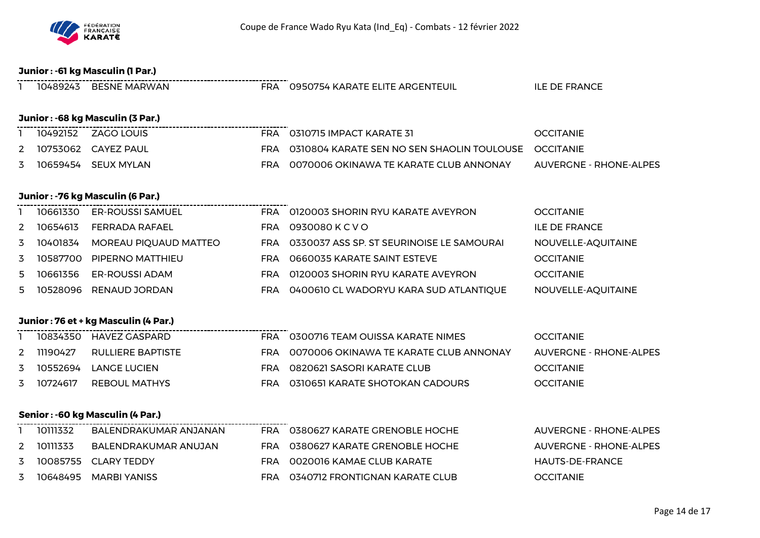## Junior : -61 kg Masculin (1 Par.)

| | | | | | |
|---|---|---|---|---|---|
| 1 | 10489243 | BESNE MARWAN | FRA | 0950754 KARATE ELITE ARGENTEUIL | ILE DE FRANCE |

## Junior : -68 kg Masculin (3 Par.)

| | | | | | |
|---|---|---|---|---|---|
| 1 | 10492152 | ZAGO LOUIS | FRA | 0310715 IMPACT KARATE 31 | OCCITANIE |
| 2 | 10753062 | CAYEZ PAUL | FRA | 0310804 KARATE SEN NO SEN SHAOLIN TOULOUSE | OCCITANIE |
| 3 | 10659454 | SEUX MYLAN | FRA | 0070006 OKINAWA TE KARATE CLUB ANNONAY | AUVERGNE - RHONE-ALPES |

## Junior : -76 kg Masculin (6 Par.)

| | | | | | |
|---|---|---|---|---|---|
| 1 | 10661330 | ER-ROUSSI SAMUEL | FRA | 0120003 SHORIN RYU KARATE AVEYRON | OCCITANIE |
| 2 | 10654613 | FERRADA RAFAEL | FRA | 0930080 K C V O | ILE DE FRANCE |
| 3 | 10401834 | MOREAU PIQUAUD MATTEO | FRA | 0330037 ASS SP. ST SEURINOISE LE SAMOURAI | NOUVELLE-AQUITAINE |
| 3 | 10587700 | PIPERNO MATTHIEU | FRA | 0660035 KARATE SAINT ESTEVE | OCCITANIE |
| 5 | 10661356 | ER-ROUSSI ADAM | FRA | 0120003 SHORIN RYU KARATE AVEYRON | OCCITANIE |
| 5 | 10528096 | RENAUD JORDAN | FRA | 0400610 CL WADORYU KARA SUD ATLANTIQUE | NOUVELLE-AQUITAINE |

## Junior : 76 et + kg Masculin (4 Par.)

| | | | | | |
|---|---|---|---|---|---|
| 1 | 10834350 | HAVEZ GASPARD | FRA | 0300716 TEAM OUISSA KARATE NIMES | OCCITANIE |
| 2 | 11190427 | RULLIERE BAPTISTE | FRA | 0070006 OKINAWA TE KARATE CLUB ANNONAY | AUVERGNE - RHONE-ALPES |
| 3 | 10552694 | LANGE LUCIEN | FRA | 0820621 SASORI KARATE CLUB | OCCITANIE |
| 3 | 10724617 | REBOUL MATHYS | FRA | 0310651 KARATE SHOTOKAN CADOURS | OCCITANIE |

## Senior : -60 kg Masculin (4 Par.)

| | | | | | |
|---|---|---|---|---|---|
| 1 | 10111332 | BALENDRAKUMAR ANJANAN | FRA | 0380627 KARATE GRENOBLE HOCHE | AUVERGNE - RHONE-ALPES |
| 2 | 10111333 | BALENDRAKUMAR ANUJAN | FRA | 0380627 KARATE GRENOBLE HOCHE | AUVERGNE - RHONE-ALPES |
| 3 | 10085755 | CLARY TEDDY | FRA | 0020016 KAMAE CLUB KARATE | HAUTS-DE-FRANCE |
| 3 | 10648495 | MARBI YANISS | FRA | 0340712 FRONTIGNAN KARATE CLUB | OCCITANIE |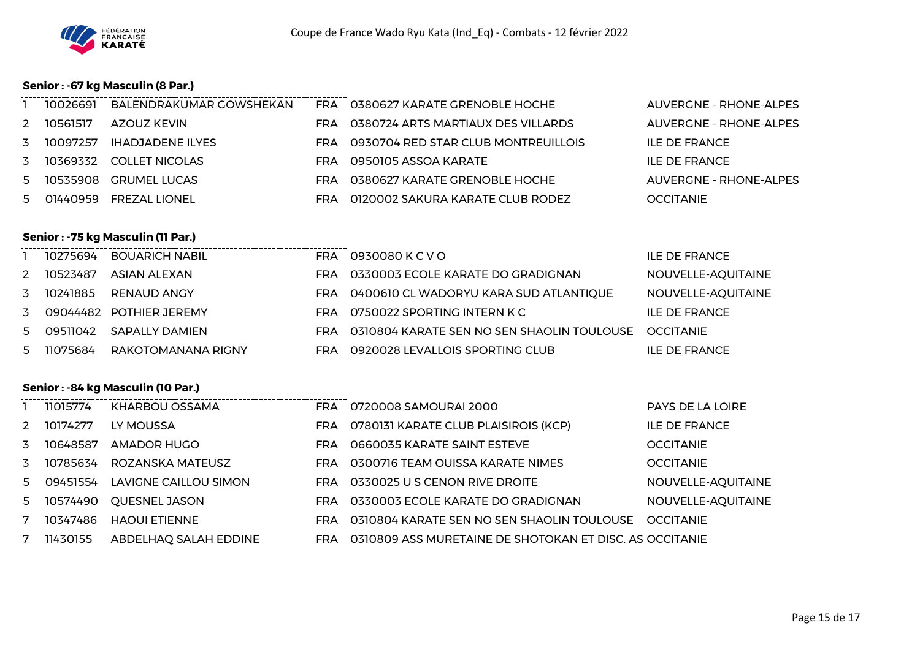Coupe de France Wado Ryu Kata (Ind_Eq) - Combats - 12 février 2022

### Senior : -67 kg Masculin (8 Par.)

| | | | | | |
|---|---|---|---|---|---|
| 1 | 10026691 | BALENDRAKUMAR GOWSHEKAN | FRA | 0380627 KARATE GRENOBLE HOCHE | AUVERGNE - RHONE-ALPES |
| 2 | 10561517 | AZOUZ KEVIN | FRA | 0380724 ARTS MARTIAUX DES VILLARDS | AUVERGNE - RHONE-ALPES |
| 3 | 10097257 | IHADJADENE ILYES | FRA | 0930704 RED STAR CLUB MONTREUILLOIS | ILE DE FRANCE |
| 3 | 10369332 | COLLET NICOLAS | FRA | 0950105 ASSOA KARATE | ILE DE FRANCE |
| 5 | 10535908 | GRUMEL LUCAS | FRA | 0380627 KARATE GRENOBLE HOCHE | AUVERGNE - RHONE-ALPES |
| 5 | 01440959 | FREZAL LIONEL | FRA | 0120002 SAKURA KARATE CLUB RODEZ | OCCITANIE |

### Senior : -75 kg Masculin (11 Par.)

| | | | | | |
|---|---|---|---|---|---|
| 1 | 10275694 | BOUARICH NABIL | FRA | 0930080 K C V O | ILE DE FRANCE |
| 2 | 10523487 | ASIAN ALEXAN | FRA | 0330003 ECOLE KARATE DO GRADIGNAN | NOUVELLE-AQUITAINE |
| 3 | 10241885 | RENAUD ANGY | FRA | 0400610 CL WADORYU KARA SUD ATLANTIQUE | NOUVELLE-AQUITAINE |
| 3 | 09044482 | POTHIER JEREMY | FRA | 0750022 SPORTING INTERN K C | ILE DE FRANCE |
| 5 | 09511042 | SAPALLY DAMIEN | FRA | 0310804 KARATE SEN NO SEN SHAOLIN TOULOUSE | OCCITANIE |
| 5 | 11075684 | RAKOTOMANANA RIGNY | FRA | 0920028 LEVALLOIS SPORTING CLUB | ILE DE FRANCE |

### Senior : -84 kg Masculin (10 Par.)

| | | | | | |
|---|---|---|---|---|---|
| 1 | 11015774 | KHARBOU OSSAMA | FRA | 0720008 SAMOURAI 2000 | PAYS DE LA LOIRE |
| 2 | 10174277 | LY MOUSSA | FRA | 0780131 KARATE CLUB PLAISIROIS (KCP) | ILE DE FRANCE |
| 3 | 10648587 | AMADOR HUGO | FRA | 0660035 KARATE SAINT ESTEVE | OCCITANIE |
| 3 | 10785634 | ROZANSKA MATEUSZ | FRA | 0300716 TEAM OUISSA KARATE NIMES | OCCITANIE |
| 5 | 09451554 | LAVIGNE CAILLOU SIMON | FRA | 0330025 U S CENON RIVE DROITE | NOUVELLE-AQUITAINE |
| 5 | 10574490 | QUESNEL JASON | FRA | 0330003 ECOLE KARATE DO GRADIGNAN | NOUVELLE-AQUITAINE |
| 7 | 10347486 | HAOUI ETIENNE | FRA | 0310804 KARATE SEN NO SEN SHAOLIN TOULOUSE | OCCITANIE |
| 7 | 11430155 | ABDELHAQ SALAH EDDINE | FRA | 0310809 ASS MURETAINE DE SHOTOKAN ET DISC. AS | OCCITANIE |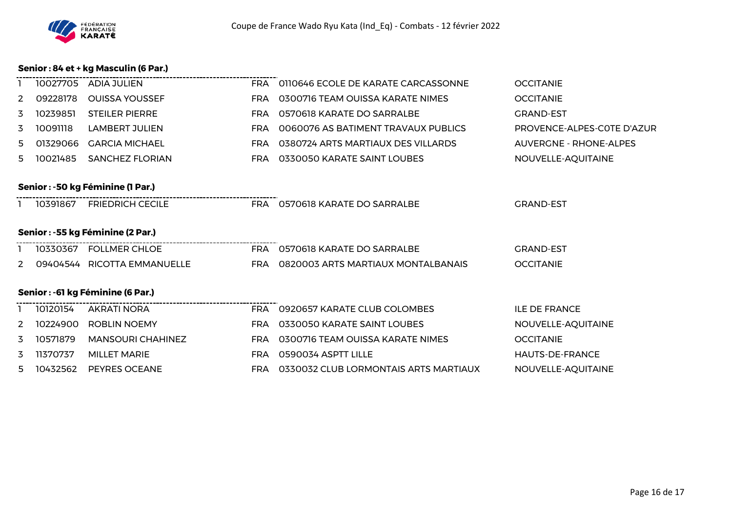#### Senior : 84 et + kg Masculin (6 Par.)

| | | | | | |
|---|---|---|---|---|---|
| 1 | 10027705 | ADIA JULIEN | FRA | 0110646 ECOLE DE KARATE CARCASSONNE | OCCITANIE |
| 2 | 09228178 | OUISSA YOUSSEF | FRA | 0300716 TEAM OUISSA KARATE NIMES | OCCITANIE |
| 3 | 10239851 | STEILER PIERRE | FRA | 0570618 KARATE DO SARRALBE | GRAND-EST |
| 3 | 10091118 | LAMBERT JULIEN | FRA | 0060076 AS BATIMENT TRAVAUX PUBLICS | PROVENCE-ALPES-COTE D'AZUR |
| 5 | 01329066 | GARCIA MICHAEL | FRA | 0380724 ARTS MARTIAUX DES VILLARDS | AUVERGNE - RHONE-ALPES |
| 5 | 10021485 | SANCHEZ FLORIAN | FRA | 0330050 KARATE SAINT LOUBES | NOUVELLE-AQUITAINE |

#### Senior : -50 kg Féminine (1 Par.)

| | | | | | |
|---|---|---|---|---|---|
| 1 | 10391867 | FRIEDRICH CECILE | FRA | 0570618 KARATE DO SARRALBE | GRAND-EST |

#### Senior : -55 kg Féminine (2 Par.)

| | | | | | |
|---|---|---|---|---|---|
| 1 | 10330367 | FOLLMER CHLOE | FRA | 0570618 KARATE DO SARRALBE | GRAND-EST |
| 2 | 09404544 | RICOTTA EMMANUELLE | FRA | 0820003 ARTS MARTIAUX MONTALBANAIS | OCCITANIE |

#### Senior : -61 kg Féminine (6 Par.)

| | | | | | |
|---|---|---|---|---|---|
| 1 | 10120154 | AKRATI NORA | FRA | 0920657 KARATE CLUB COLOMBES | ILE DE FRANCE |
| 2 | 10224900 | ROBLIN NOEMY | FRA | 0330050 KARATE SAINT LOUBES | NOUVELLE-AQUITAINE |
| 3 | 10571879 | MANSOURI CHAHINEZ | FRA | 0300716 TEAM OUISSA KARATE NIMES | OCCITANIE |
| 3 | 11370737 | MILLET MARIE | FRA | 0590034 ASPTT LILLE | HAUTS-DE-FRANCE |
| 5 | 10432562 | PEYRES OCEANE | FRA | 0330032 CLUB LORMONTAIS ARTS MARTIAUX | NOUVELLE-AQUITAINE |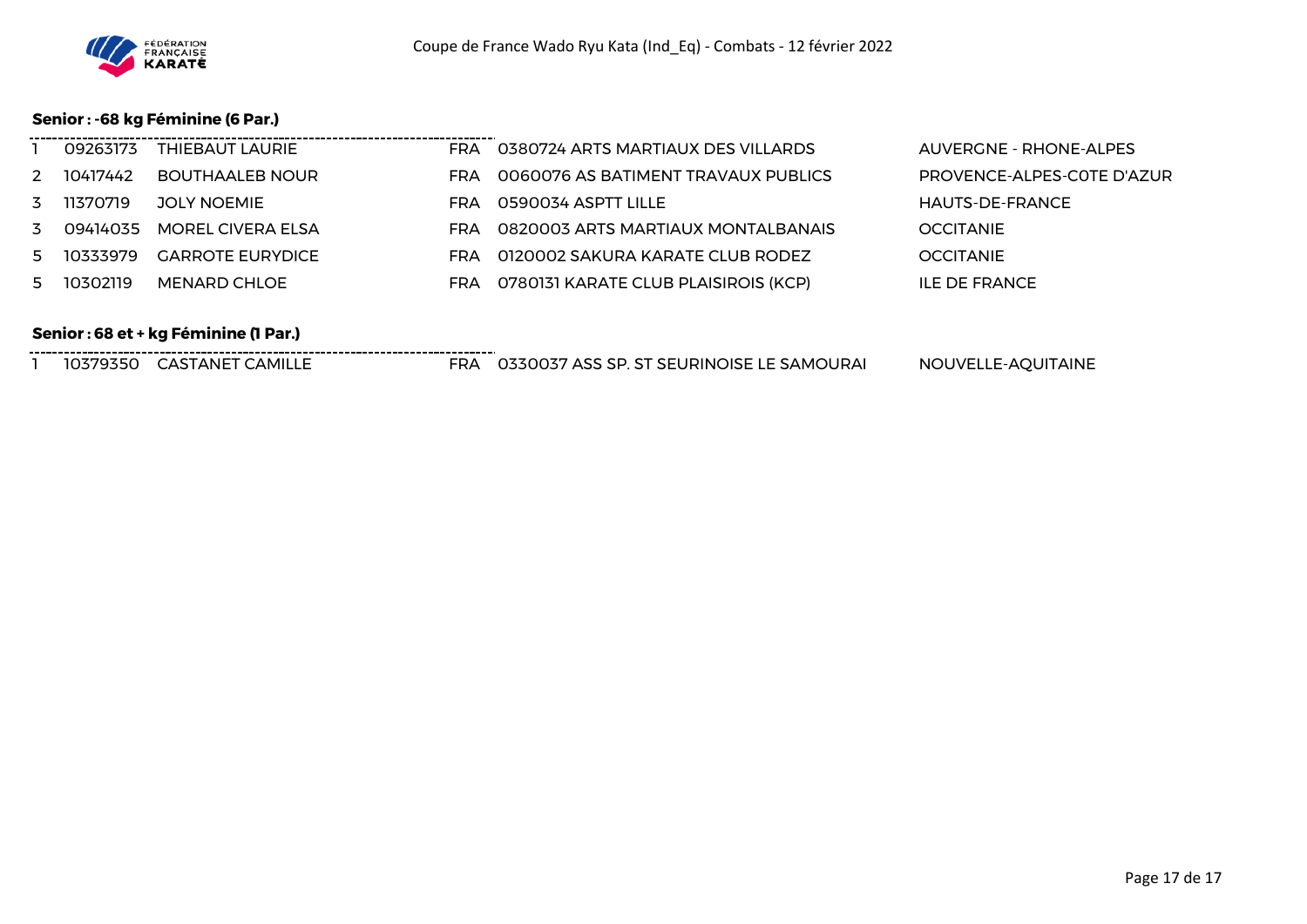### Senior : -68 kg Féminine (6 Par.)

| | | | | | |
|---|---|---|---|---|---|
| 1 | 09263173 | THIEBAUT LAURIE | FRA | 0380724 ARTS MARTIAUX DES VILLARDS | AUVERGNE - RHONE-ALPES |
| 2 | 10417442 | BOUTHAALEB NOUR | FRA | 0060076 AS BATIMENT TRAVAUX PUBLICS | PROVENCE-ALPES-COTE D'AZUR |
| 3 | 11370719 | JOLY NOEMIE | FRA | 0590034 ASPTT LILLE | HAUTS-DE-FRANCE |
| 3 | 09414035 | MOREL CIVERA ELSA | FRA | 0820003 ARTS MARTIAUX MONTALBANAIS | OCCITANIE |
| 5 | 10333979 | GARROTE EURYDICE | FRA | 0120002 SAKURA KARATE CLUB RODEZ | OCCITANIE |
| 5 | 10302119 | MENARD CHLOE | FRA | 0780131 KARATE CLUB PLAISIROIS (KCP) | ILE DE FRANCE |

### Senior : 68 et + kg Féminine (1 Par.)

| | | | | | |
|---|---|---|---|---|---|
| 1 | 10379350 | CASTANET CAMILLE | FRA | 0330037 ASS SP. ST SEURINOISE LE SAMOURAI | NOUVELLE-AQUITAINE |